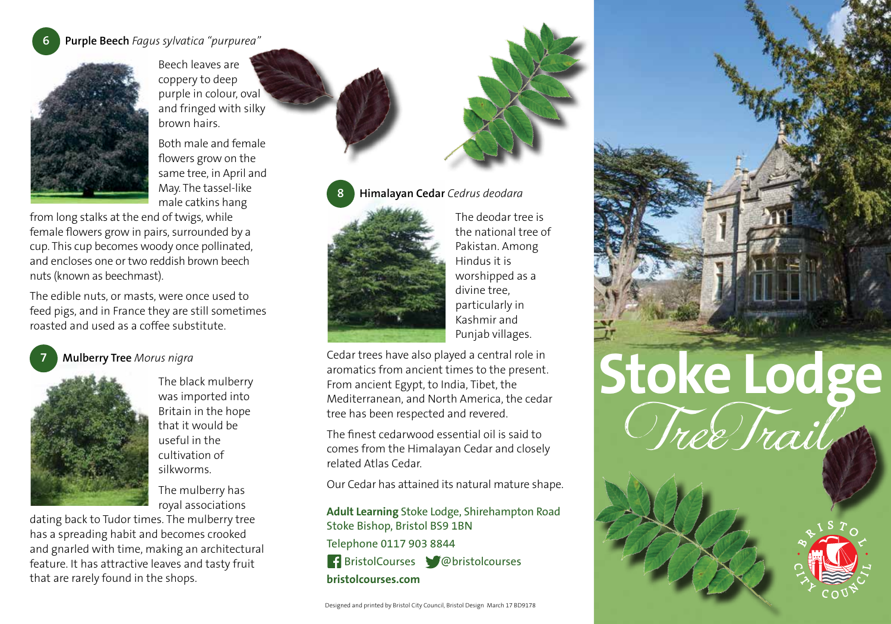## 6 Purple Beech *Fagus sylvatica "purpurea"*

Beech leaves are coppery to deep purple in colour, oval and fringed with silky brown hairs.

Both male and female flowers grow on the same tree, in April and May. The tassel-like male catkins hang from long stalks at the end of twigs, while female flowers grow in pairs, surrounded by a cup. This cup becomes woody once pollinated, and encloses one or two reddish brown beech nuts (known as beechmast).

The edible nuts, or masts, were once used to feed pigs, and in France they are still sometimes roasted and used as a coffee substitute.

## 7 Mulberry Tree *Morus nigra*

The black mulberry was imported into Britain in the hope that it would be useful in the cultivation of silkworms.

The mulberry has royal associations dating back to Tudor times. The mulberry tree has a spreading habit and becomes crooked and gnarled with time, making an architectural feature. It has attractive leaves and tasty fruit that are rarely found in the shops.

## 8 Himalayan Cedar *Cedrus deodara*

The deodar tree is the national tree of Pakistan. Among Hindus it is worshipped as a divine tree, particularly in Kashmir and Punjab villages.

Cedar trees have also played a central role in aromatics from ancient times to the present. From ancient Egypt, to India, Tibet, the Mediterranean, and North America, the cedar tree has been respected and revered.

The finest cedarwood essential oil is said to comes from the Himalayan Cedar and closely related Atlas Cedar.

Our Cedar has attained its natural mature shape.

**Adult Learning** Stoke Lodge, Shirehampton Road Stoke Bishop, Bristol BS9 1BN

Telephone 0117 903 8844

BristolCourses @bristolcourses

**bristolcourses.com**

Designed and printed by Bristol City Council, Bristol Design March 17 BD9178

# Stoke Lodge

## Tree Trail

Bristol City Council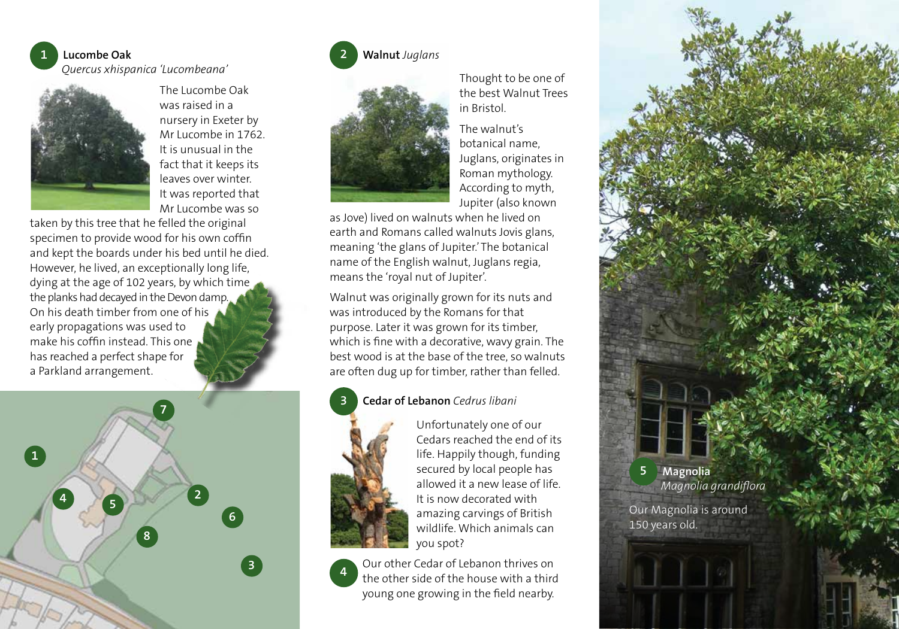## 1 Lucombe Oak
*Quercus xhispanica 'Lucombeana'*

The Lucombe Oak was raised in a nursery in Exeter by Mr Lucombe in 1762. It is unusual in the fact that it keeps its leaves over winter. It was reported that Mr Lucombe was so taken by this tree that he felled the original specimen to provide wood for his own coffin and kept the boards under his bed until he died. However, he lived, an exceptionally long life, dying at the age of 102 years, by which time the planks had decayed in the Devon damp. On his death timber from one of his early propagations was used to make his coffin instead. This one has reached a perfect shape for a Parkland arrangement.

## 2 Walnut *Juglans*

Thought to be one of the best Walnut Trees in Bristol.

The walnut's botanical name, Juglans, originates in Roman mythology. According to myth, Jupiter (also known as Jove) lived on walnuts when he lived on earth and Romans called walnuts Jovis glans, meaning 'the glans of Jupiter.' The botanical name of the English walnut, Juglans regia, means the 'royal nut of Jupiter'.

Walnut was originally grown for its nuts and was introduced by the Romans for that purpose. Later it was grown for its timber, which is fine with a decorative, wavy grain. The best wood is at the base of the tree, so walnuts are often dug up for timber, rather than felled.

## 3 Cedar of Lebanon *Cedrus libani*

Unfortunately one of our Cedars reached the end of its life. Happily though, funding secured by local people has allowed it a new lease of life. It is now decorated with amazing carvings of British wildlife. Which animals can you spot?

## 4

Our other Cedar of Lebanon thrives on the other side of the house with a third young one growing in the field nearby.

## 5 Magnolia
*Magnolia grandiflora*

Our Magnolia is around 150 years old.